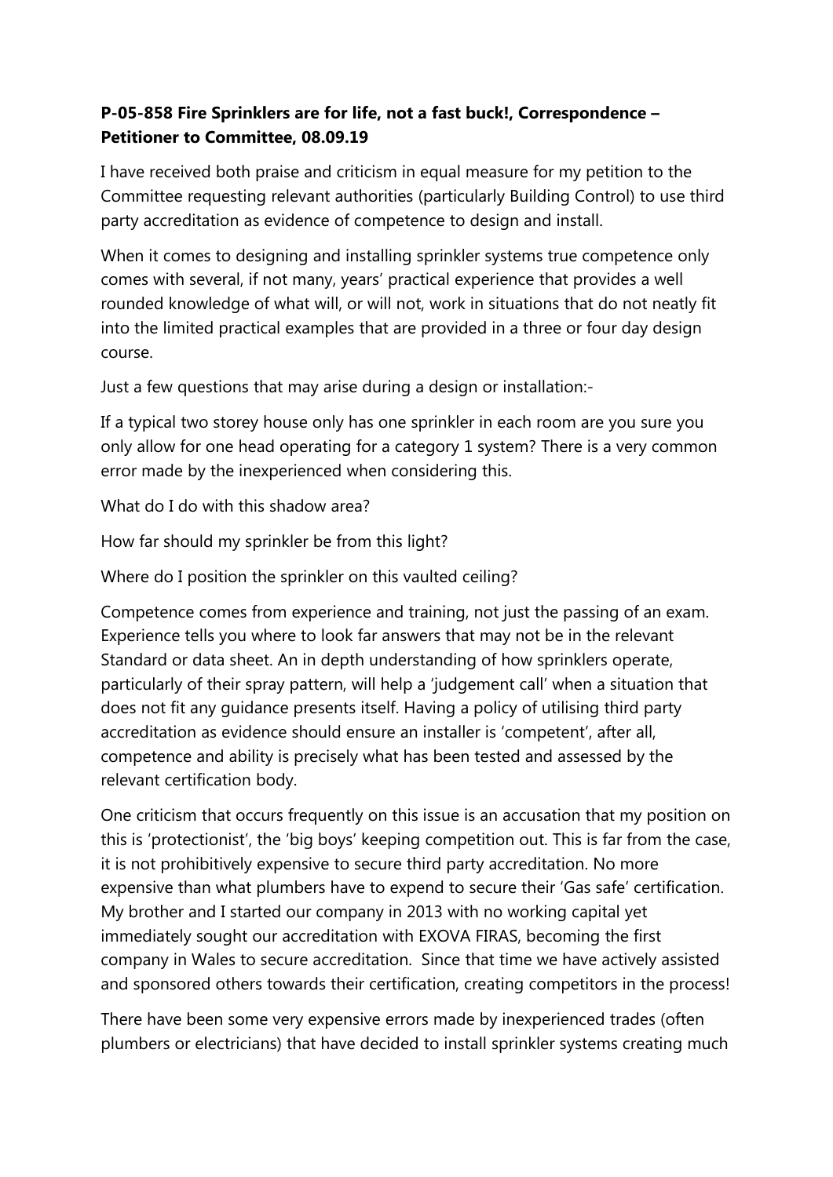**P-05-858 Fire Sprinklers are for life, not a fast buck!, Correspondence – Petitioner to Committee, 08.09.19**

I have received both praise and criticism in equal measure for my petition to the Committee requesting relevant authorities (particularly Building Control) to use third party accreditation as evidence of competence to design and install.

When it comes to designing and installing sprinkler systems true competence only comes with several, if not many, years' practical experience that provides a well rounded knowledge of what will, or will not, work in situations that do not neatly fit into the limited practical examples that are provided in a three or four day design course.

Just a few questions that may arise during a design or installation:-

If a typical two storey house only has one sprinkler in each room are you sure you only allow for one head operating for a category 1 system? There is a very common error made by the inexperienced when considering this.

What do I do with this shadow area?

How far should my sprinkler be from this light?

Where do I position the sprinkler on this vaulted ceiling?

Competence comes from experience and training, not just the passing of an exam. Experience tells you where to look far answers that may not be in the relevant Standard or data sheet. An in depth understanding of how sprinklers operate, particularly of their spray pattern, will help a 'judgement call' when a situation that does not fit any guidance presents itself. Having a policy of utilising third party accreditation as evidence should ensure an installer is 'competent', after all, competence and ability is precisely what has been tested and assessed by the relevant certification body.

One criticism that occurs frequently on this issue is an accusation that my position on this is 'protectionist', the 'big boys' keeping competition out. This is far from the case, it is not prohibitively expensive to secure third party accreditation. No more expensive than what plumbers have to expend to secure their 'Gas safe' certification. My brother and I started our company in 2013 with no working capital yet immediately sought our accreditation with EXOVA FIRAS, becoming the first company in Wales to secure accreditation. Since that time we have actively assisted and sponsored others towards their certification, creating competitors in the process!

There have been some very expensive errors made by inexperienced trades (often plumbers or electricians) that have decided to install sprinkler systems creating much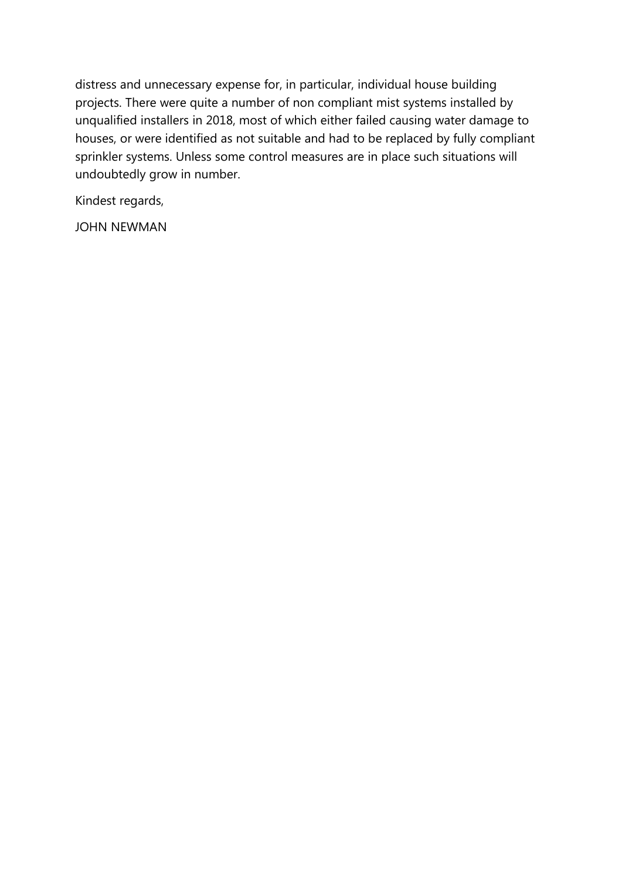distress and unnecessary expense for, in particular, individual house building projects. There were quite a number of non compliant mist systems installed by unqualified installers in 2018, most of which either failed causing water damage to houses, or were identified as not suitable and had to be replaced by fully compliant sprinkler systems. Unless some control measures are in place such situations will undoubtedly grow in number.

Kindest regards,

JOHN NEWMAN